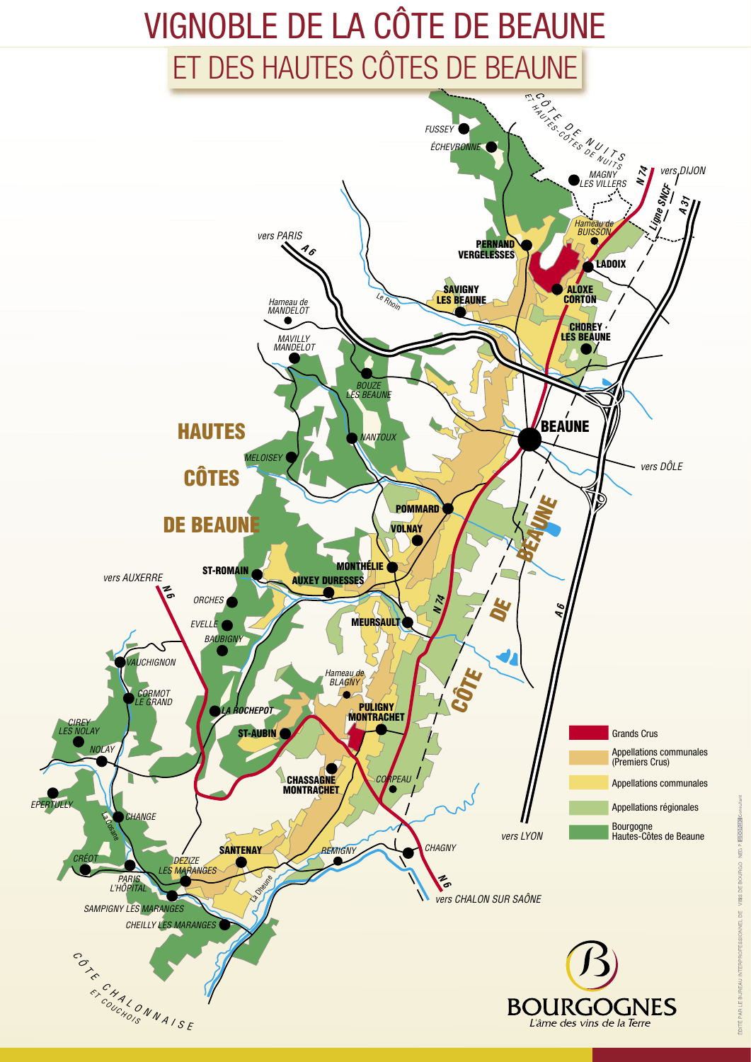# VIGNOBLE DE LA CÔTE DE BEAUNE

## ET DES HAUTES CÔTES DE BEAUNE

CÔTE DE NUITS ET HAUTES-CÔTES DE NUITS

FUSSEY

ÉCHEVRONNE

MAGNY LES VILLERS

vers DIJON

N 74

Ligne SNCF

A 31

Hameau de BUISSON

PERNAND VERGELESSES

LADOIX

ALOXE CORTON

vers PARIS

A 6

SAVIGNY LES BEAUNE

Le Rhoin

Hameau de MANDELOT

MAVILLY MANDELOT

CHOREY LES BEAUNE

BOUZE LES BEAUNE

HAUTES CÔTES DE BEAUNE

BEAUNE

NANTOUX

MELOISEY

vers DÔLE

POMMARD

VOLNAY

MONTHÉLIE

ST-ROMAIN

AUXEY DURESSES

vers AUXERRE

N 6

ORCHES

EVELLE

MEURSAULT

N 74

CÔTE DE BEAUNE

A 6

BAUBIGNY

VAUCHIGNON

Hameau de BLAGNY

CORMOT LE GRAND

LA ROCHEPOT

PULIGNY MONTRACHET

CIREY LES NOLAY

ST-AUBIN

NOLAY

CHASSAGNE MONTRACHET

CORPEAU

EPERTULLY

CHANGE

La Cosanne

SANTENAY

REMIGNY

CHAGNY

vers LYON

CRÉOT

DEZIZE LES MARANGES

PARIS L'HÔPITAL

La Dheune

N 6

vers CHALON SUR SAÔNE

SAMPIGNY LES MARANGES

CHEILLY LES MARANGES

CÔTE CHALONNAISE ET COUCHOIS

- Grands Crus
- Appellations communales (Premiers Crus)
- Appellations communales
- Appellations régionales
- Bourgogne Hautes-Côtes de Beaune

BOURGOGNES

L'âme des vins de la Terre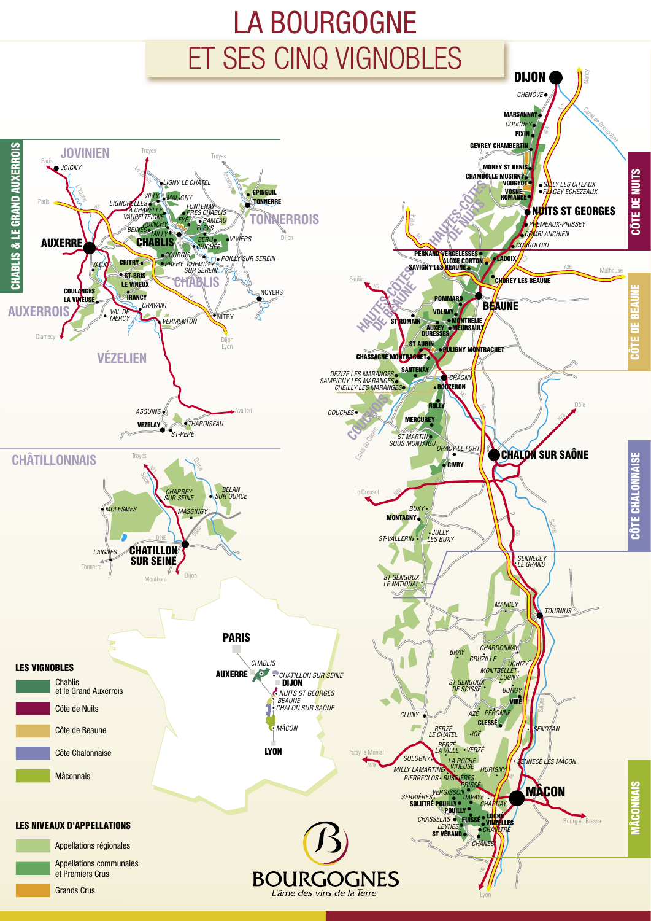# LA BOURGOGNE
## ET SES CINQ VIGNOBLES

### LES VIGNOBLES

- Chablis et le Grand Auxerrois
- Côte de Nuits
- Côte de Beaune
- Côte Chalonnaise
- Mâconnais

### LES NIVEAUX D'APPELLATIONS

- Appellations régionales
- Appellations communales et Premiers Crus
- Grands Crus

CHABLIS & LE GRAND AUXERROIS

JOVINIEN

TONNERROIS

CHABLIS

AUXERROIS

VÉZELIEN

CHÂTILLONNAIS

CÔTE DE NUITS

CÔTE DE BEAUNE

CÔTE CHALONNAISE

MÂCONNAIS

HAUTES-CÔTES DE NUITS

HAUTES-CÔTES DE BEAUNE

COUCHOIS

DIJON

BEAUNE

CHALON SUR SAÔNE

MÂCON

PARIS

AUXERRE

LYON

**BOURGOGNES**
*L'âme des vins de la Terre*